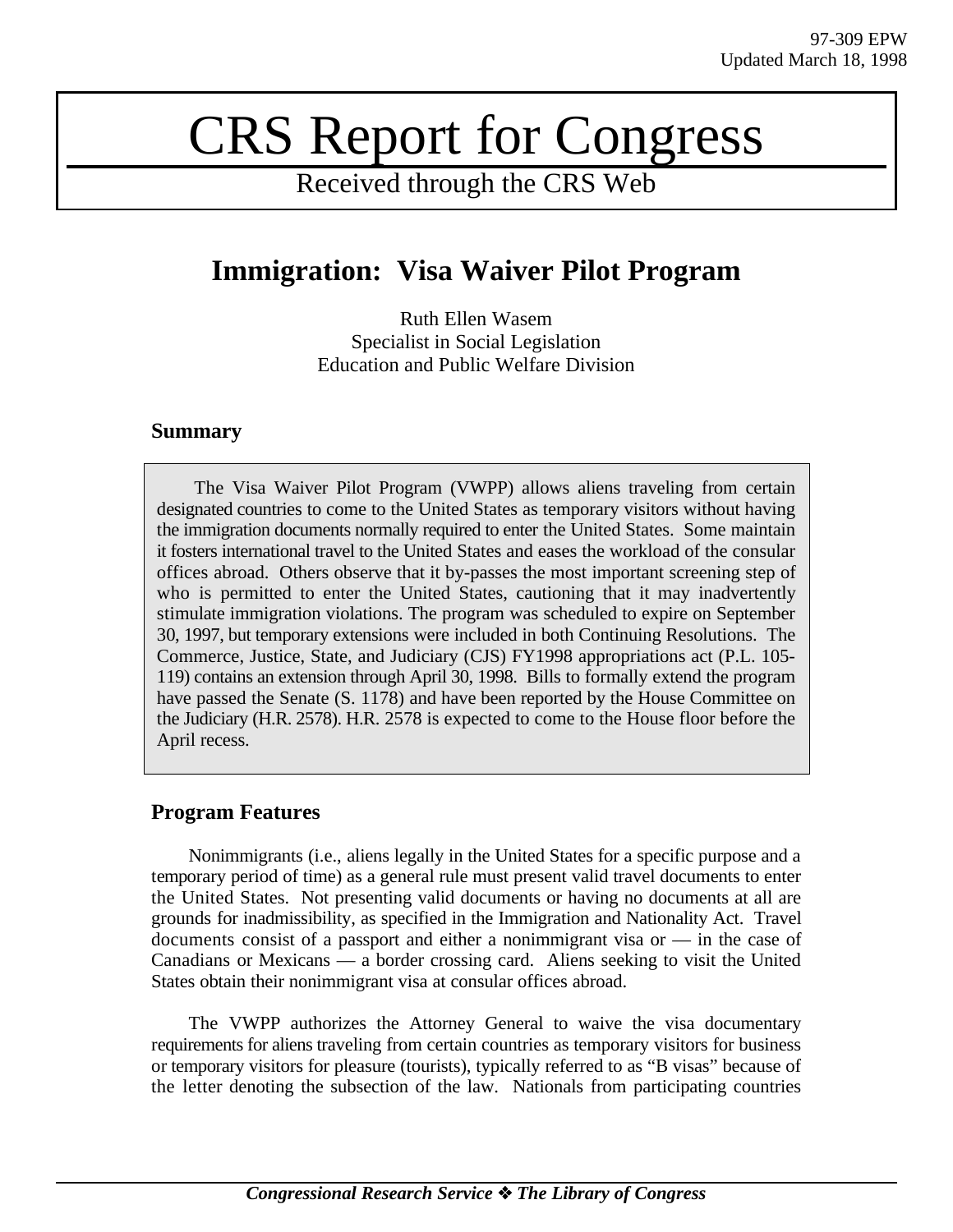97-309 EPW
Updated March 18, 1998

# CRS Report for Congress

Received through the CRS Web

## Immigration: Visa Waiver Pilot Program

Ruth Ellen Wasem
Specialist in Social Legislation
Education and Public Welfare Division

### Summary

The Visa Waiver Pilot Program (VWPP) allows aliens traveling from certain designated countries to come to the United States as temporary visitors without having the immigration documents normally required to enter the United States. Some maintain it fosters international travel to the United States and eases the workload of the consular offices abroad. Others observe that it by-passes the most important screening step of who is permitted to enter the United States, cautioning that it may inadvertently stimulate immigration violations. The program was scheduled to expire on September 30, 1997, but temporary extensions were included in both Continuing Resolutions. The Commerce, Justice, State, and Judiciary (CJS) FY1998 appropriations act (P.L. 105-119) contains an extension through April 30, 1998. Bills to formally extend the program have passed the Senate (S. 1178) and have been reported by the House Committee on the Judiciary (H.R. 2578). H.R. 2578 is expected to come to the House floor before the April recess.

### Program Features

Nonimmigrants (i.e., aliens legally in the United States for a specific purpose and a temporary period of time) as a general rule must present valid travel documents to enter the United States. Not presenting valid documents or having no documents at all are grounds for inadmissibility, as specified in the Immigration and Nationality Act. Travel documents consist of a passport and either a nonimmigrant visa or — in the case of Canadians or Mexicans — a border crossing card. Aliens seeking to visit the United States obtain their nonimmigrant visa at consular offices abroad.

The VWPP authorizes the Attorney General to waive the visa documentary requirements for aliens traveling from certain countries as temporary visitors for business or temporary visitors for pleasure (tourists), typically referred to as "B visas" because of the letter denoting the subsection of the law. Nationals from participating countries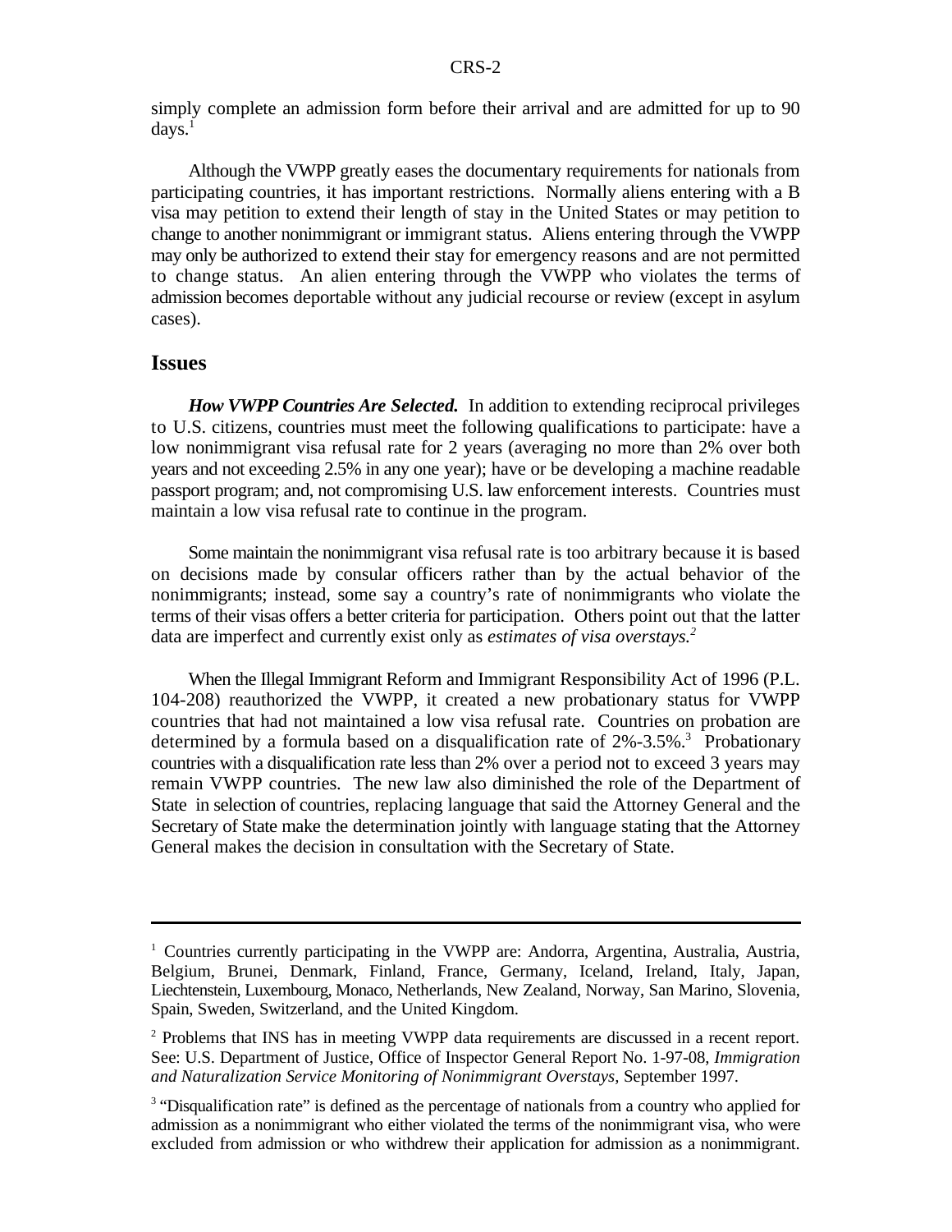simply complete an admission form before their arrival and are admitted for up to 90 days.[1]

Although the VWPP greatly eases the documentary requirements for nationals from participating countries, it has important restrictions. Normally aliens entering with a B visa may petition to extend their length of stay in the United States or may petition to change to another nonimmigrant or immigrant status. Aliens entering through the VWPP may only be authorized to extend their stay for emergency reasons and are not permitted to change status. An alien entering through the VWPP who violates the terms of admission becomes deportable without any judicial recourse or review (except in asylum cases).

## Issues

***How VWPP Countries Are Selected.*** In addition to extending reciprocal privileges to U.S. citizens, countries must meet the following qualifications to participate: have a low nonimmigrant visa refusal rate for 2 years (averaging no more than 2% over both years and not exceeding 2.5% in any one year); have or be developing a machine readable passport program; and, not compromising U.S. law enforcement interests. Countries must maintain a low visa refusal rate to continue in the program.

Some maintain the nonimmigrant visa refusal rate is too arbitrary because it is based on decisions made by consular officers rather than by the actual behavior of the nonimmigrants; instead, some say a country's rate of nonimmigrants who violate the terms of their visas offers a better criteria for participation. Others point out that the latter data are imperfect and currently exist only as *estimates of visa overstays.*[2]

When the Illegal Immigrant Reform and Immigrant Responsibility Act of 1996 (P.L. 104-208) reauthorized the VWPP, it created a new probationary status for VWPP countries that had not maintained a low visa refusal rate. Countries on probation are determined by a formula based on a disqualification rate of 2%-3.5%.[3] Probationary countries with a disqualification rate less than 2% over a period not to exceed 3 years may remain VWPP countries. The new law also diminished the role of the Department of State in selection of countries, replacing language that said the Attorney General and the Secretary of State make the determination jointly with language stating that the Attorney General makes the decision in consultation with the Secretary of State.

---

[1] Countries currently participating in the VWPP are: Andorra, Argentina, Australia, Austria, Belgium, Brunei, Denmark, Finland, France, Germany, Iceland, Ireland, Italy, Japan, Liechtenstein, Luxembourg, Monaco, Netherlands, New Zealand, Norway, San Marino, Slovenia, Spain, Sweden, Switzerland, and the United Kingdom.

[2] Problems that INS has in meeting VWPP data requirements are discussed in a recent report. See: U.S. Department of Justice, Office of Inspector General Report No. 1-97-08, *Immigration and Naturalization Service Monitoring of Nonimmigrant Overstays*, September 1997.

[3] "Disqualification rate" is defined as the percentage of nationals from a country who applied for admission as a nonimmigrant who either violated the terms of the nonimmigrant visa, who were excluded from admission or who withdrew their application for admission as a nonimmigrant.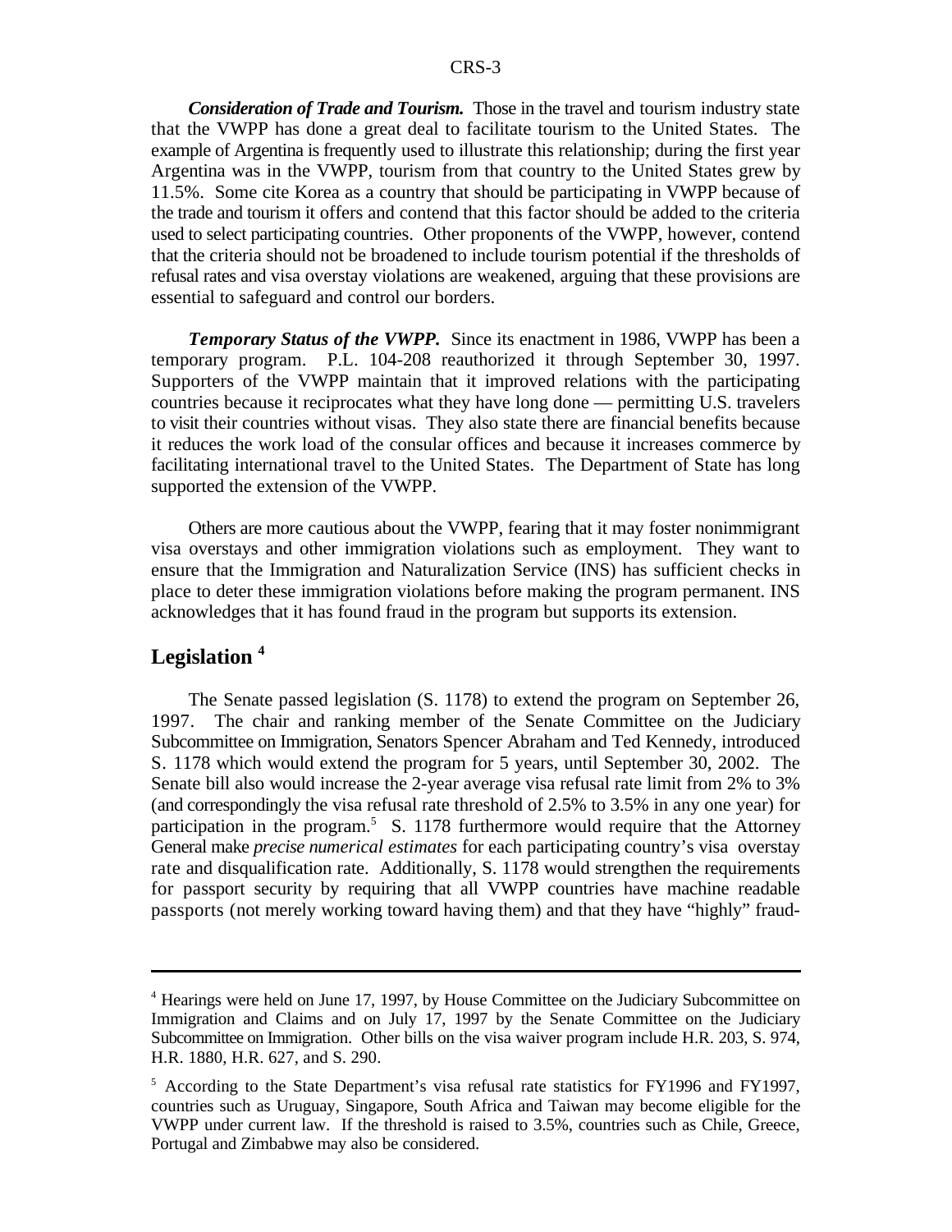***Consideration of Trade and Tourism.*** Those in the travel and tourism industry state that the VWPP has done a great deal to facilitate tourism to the United States. The example of Argentina is frequently used to illustrate this relationship; during the first year Argentina was in the VWPP, tourism from that country to the United States grew by 11.5%. Some cite Korea as a country that should be participating in VWPP because of the trade and tourism it offers and contend that this factor should be added to the criteria used to select participating countries. Other proponents of the VWPP, however, contend that the criteria should not be broadened to include tourism potential if the thresholds of refusal rates and visa overstay violations are weakened, arguing that these provisions are essential to safeguard and control our borders.

***Temporary Status of the VWPP.*** Since its enactment in 1986, VWPP has been a temporary program. P.L. 104-208 reauthorized it through September 30, 1997. Supporters of the VWPP maintain that it improved relations with the participating countries because it reciprocates what they have long done — permitting U.S. travelers to visit their countries without visas. They also state there are financial benefits because it reduces the work load of the consular offices and because it increases commerce by facilitating international travel to the United States. The Department of State has long supported the extension of the VWPP.

Others are more cautious about the VWPP, fearing that it may foster nonimmigrant visa overstays and other immigration violations such as employment. They want to ensure that the Immigration and Naturalization Service (INS) has sufficient checks in place to deter these immigration violations before making the program permanent. INS acknowledges that it has found fraud in the program but supports its extension.

## Legislation [4]

The Senate passed legislation (S. 1178) to extend the program on September 26, 1997. The chair and ranking member of the Senate Committee on the Judiciary Subcommittee on Immigration, Senators Spencer Abraham and Ted Kennedy, introduced S. 1178 which would extend the program for 5 years, until September 30, 2002. The Senate bill also would increase the 2-year average visa refusal rate limit from 2% to 3% (and correspondingly the visa refusal rate threshold of 2.5% to 3.5% in any one year) for participation in the program.[5] S. 1178 furthermore would require that the Attorney General make *precise numerical estimates* for each participating country's visa overstay rate and disqualification rate. Additionally, S. 1178 would strengthen the requirements for passport security by requiring that all VWPP countries have machine readable passports (not merely working toward having them) and that they have "highly" fraud-

---

[4] Hearings were held on June 17, 1997, by House Committee on the Judiciary Subcommittee on Immigration and Claims and on July 17, 1997 by the Senate Committee on the Judiciary Subcommittee on Immigration. Other bills on the visa waiver program include H.R. 203, S. 974, H.R. 1880, H.R. 627, and S. 290.

[5] According to the State Department's visa refusal rate statistics for FY1996 and FY1997, countries such as Uruguay, Singapore, South Africa and Taiwan may become eligible for the VWPP under current law. If the threshold is raised to 3.5%, countries such as Chile, Greece, Portugal and Zimbabwe may also be considered.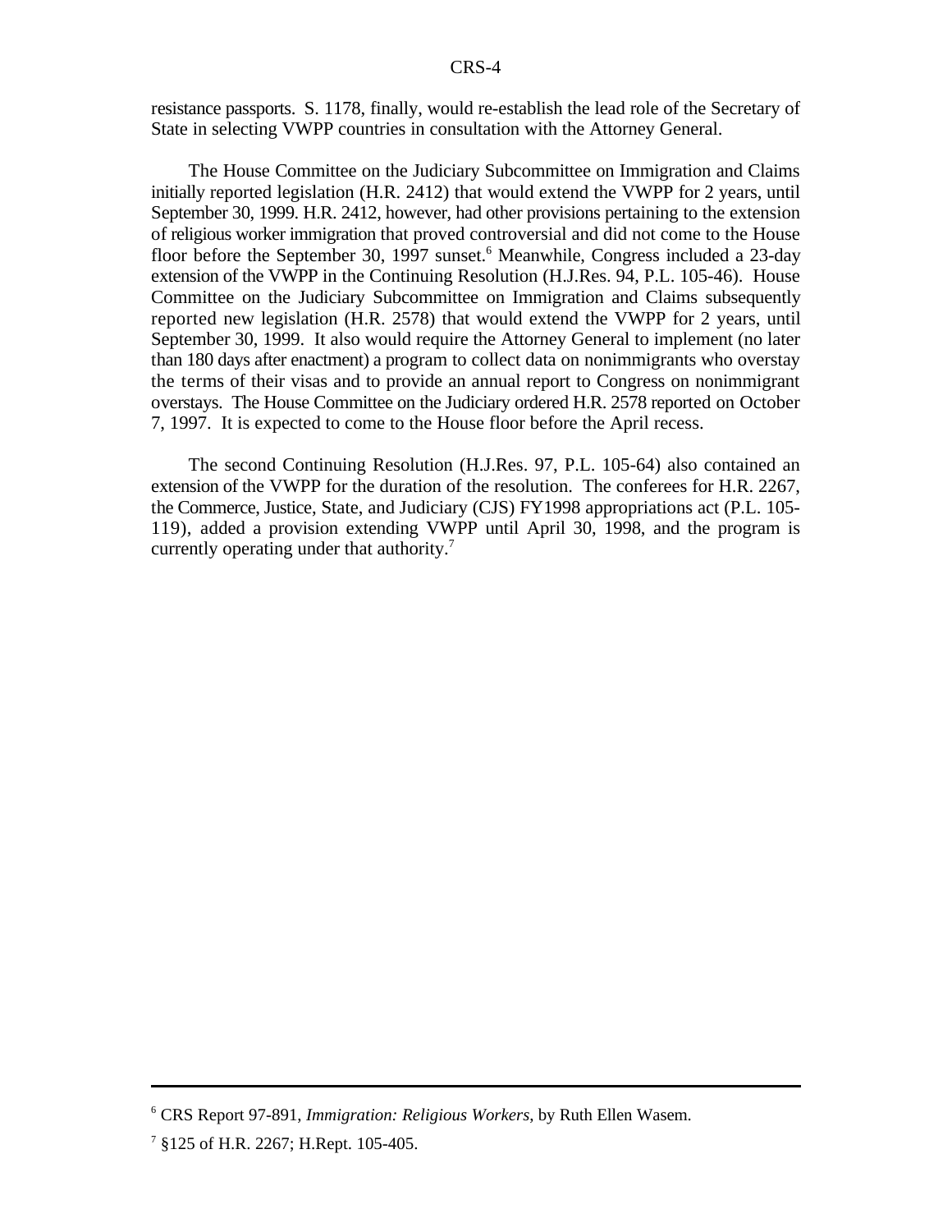resistance passports. S. 1178, finally, would re-establish the lead role of the Secretary of State in selecting VWPP countries in consultation with the Attorney General.

The House Committee on the Judiciary Subcommittee on Immigration and Claims initially reported legislation (H.R. 2412) that would extend the VWPP for 2 years, until September 30, 1999. H.R. 2412, however, had other provisions pertaining to the extension of religious worker immigration that proved controversial and did not come to the House floor before the September 30, 1997 sunset.[6] Meanwhile, Congress included a 23-day extension of the VWPP in the Continuing Resolution (H.J.Res. 94, P.L. 105-46). House Committee on the Judiciary Subcommittee on Immigration and Claims subsequently reported new legislation (H.R. 2578) that would extend the VWPP for 2 years, until September 30, 1999. It also would require the Attorney General to implement (no later than 180 days after enactment) a program to collect data on nonimmigrants who overstay the terms of their visas and to provide an annual report to Congress on nonimmigrant overstays. The House Committee on the Judiciary ordered H.R. 2578 reported on October 7, 1997. It is expected to come to the House floor before the April recess.

The second Continuing Resolution (H.J.Res. 97, P.L. 105-64) also contained an extension of the VWPP for the duration of the resolution. The conferees for H.R. 2267, the Commerce, Justice, State, and Judiciary (CJS) FY1998 appropriations act (P.L. 105-119), added a provision extending VWPP until April 30, 1998, and the program is currently operating under that authority.[7]

---

[6] CRS Report 97-891, *Immigration: Religious Workers*, by Ruth Ellen Wasem.

[7] §125 of H.R. 2267; H.Rept. 105-405.